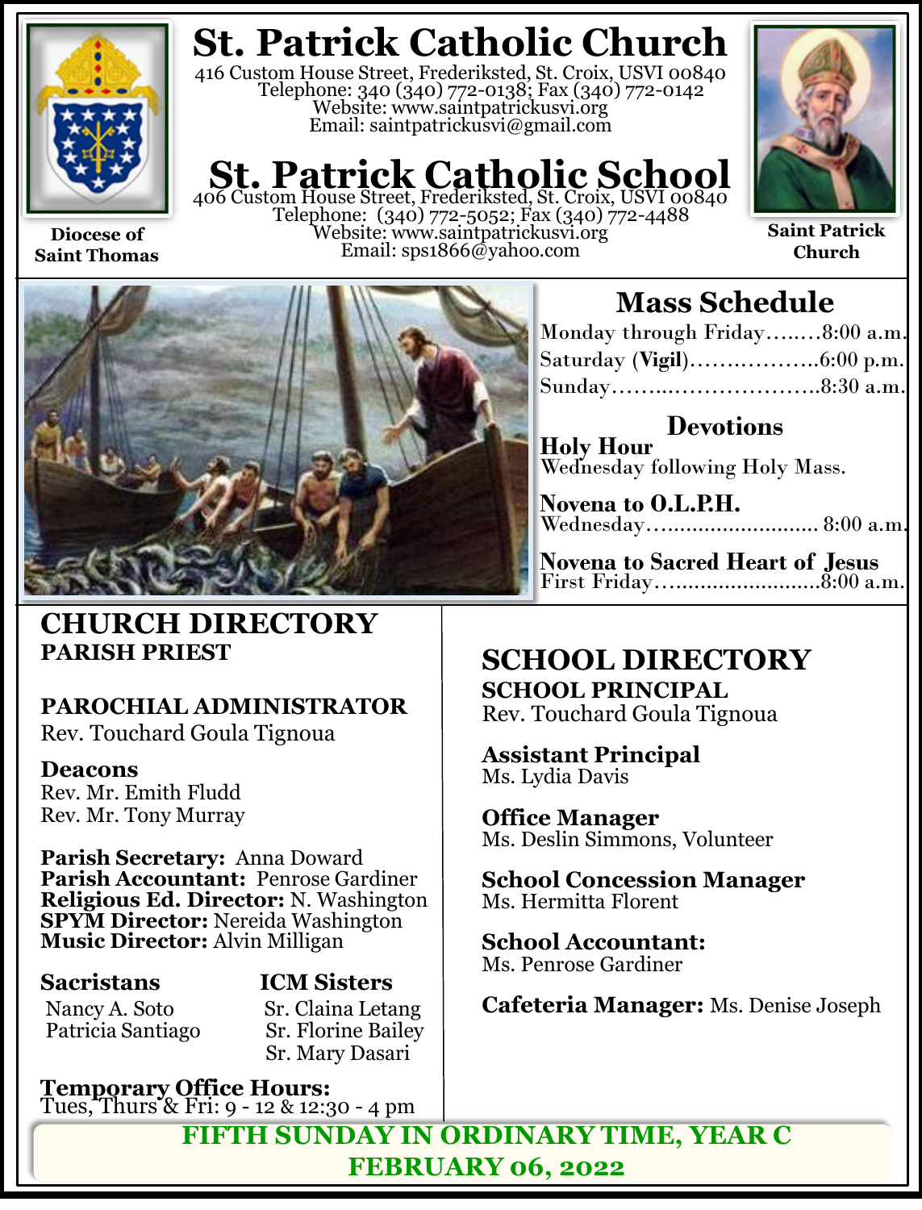# St. Patrick Catholic Church

416 Custom House Street, Frederiksted, St. Croix, USVI 00840
Telephone: 340 (340) 772-0138; Fax (340) 772-0142
Website: www.saintpatrickusvi.org
Email: saintpatrickusvi@gmail.com

# St. Patrick Catholic School

406 Custom House Street, Frederiksted, St. Croix, USVI 00840
Telephone: (340) 772-5052; Fax (340) 772-4488
Website: www.saintpatrickusvi.org
Email: sps1866@yahoo.com

**Diocese of Saint Thomas**

**Saint Patrick Church**

## Mass Schedule

Monday through Friday……..8:00 a.m.
Saturday (**Vigil**)………………6:00 p.m.
Sunday………………………..8:30 a.m.

### Devotions

**Holy Hour**
Wednesday following Holy Mass.

**Novena to O.L.P.H.**
Wednesday……………………… 8:00 a.m.

**Novena to Sacred Heart of Jesus**
First Friday…………………….8:00 a.m.

## CHURCH DIRECTORY

**PARISH PRIEST**

**PAROCHIAL ADMINISTRATOR**
Rev. Touchard Goula Tignoua

**Deacons**
Rev. Mr. Emith Fludd
Rev. Mr. Tony Murray

**Parish Secretary:** Anna Doward
**Parish Accountant:** Penrose Gardiner
**Religious Ed. Director:** N. Washington
**SPYM Director:** Nereida Washington
**Music Director:** Alvin Milligan

**Sacristans**
Nancy A. Soto
Patricia Santiago

**ICM Sisters**
Sr. Claina Letang
Sr. Florine Bailey
Sr. Mary Dasari

**Temporary Office Hours:**
Tues, Thurs & Fri: 9 - 12 & 12:30 - 4 pm

## SCHOOL DIRECTORY

**SCHOOL PRINCIPAL**
Rev. Touchard Goula Tignoua

**Assistant Principal**
Ms. Lydia Davis

**Office Manager**
Ms. Deslin Simmons, Volunteer

**School Concession Manager**
Ms. Hermitta Florent

**School Accountant:**
Ms. Penrose Gardiner

**Cafeteria Manager:** Ms. Denise Joseph

**FIFTH SUNDAY IN ORDINARY TIME, YEAR C**
**FEBRUARY 06, 2022**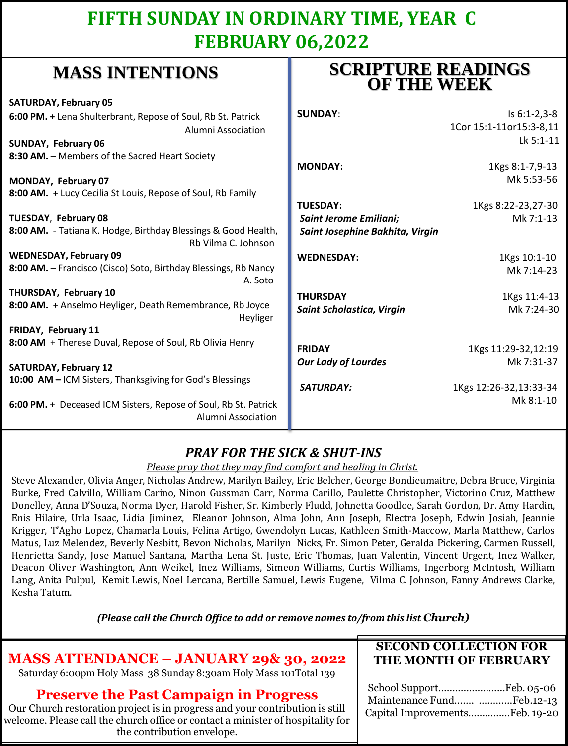# FIFTH SUNDAY IN ORDINARY TIME, YEAR C
# FEBRUARY 06,2022

## MASS INTENTIONS

**SATURDAY, February 05**
**6:00 PM. +** Lena Shulterbrant, Repose of Soul, Rb St. Patrick Alumni Association

**SUNDAY, February 06**
**8:30 AM.** – Members of the Sacred Heart Society

**MONDAY, February 07**
**8:00 AM.** + Lucy Cecilia St Louis, Repose of Soul, Rb Family

**TUESDAY, February 08**
**8:00 AM.** - Tatiana K. Hodge, Birthday Blessings & Good Health, Rb Vilma C. Johnson

**WEDNESDAY, February 09**
**8:00 AM.** – Francisco (Cisco) Soto, Birthday Blessings, Rb Nancy A. Soto

**THURSDAY, February 10**
**8:00 AM.** + Anselmo Heyliger, Death Remembrance, Rb Joyce Heyliger

**FRIDAY, February 11**
**8:00 AM** + Therese Duval, Repose of Soul, Rb Olivia Henry

**SATURDAY, February 12**
**10:00 AM –** ICM Sisters, Thanksgiving for God's Blessings

**6:00 PM.** + Deceased ICM Sisters, Repose of Soul, Rb St. Patrick Alumni Association

## SCRIPTURE READINGS OF THE WEEK

| | |
|---|---|
| **SUNDAY**: | Is 6:1-2,3-8<br>1Cor 15:1-11or15:3-8,11<br>Lk 5:1-11 |
| **MONDAY:** | 1Kgs 8:1-7,9-13<br>Mk 5:53-56 |
| **TUESDAY:**<br>***Saint Jerome Emiliani;***<br>***Saint Josephine Bakhita, Virgin*** | 1Kgs 8:22-23,27-30<br>Mk 7:1-13 |
| **WEDNESDAY:** | 1Kgs 10:1-10<br>Mk 7:14-23 |
| **THURSDAY**<br>***Saint Scholastica, Virgin*** | 1Kgs 11:4-13<br>Mk 7:24-30 |
| **FRIDAY**<br>***Our Lady of Lourdes*** | 1Kgs 11:29-32,12:19<br>Mk 7:31-37 |
| ***SATURDAY:*** | 1Kgs 12:26-32,13:33-34<br>Mk 8:1-10 |

### *PRAY FOR THE SICK & SHUT-INS*

*Please pray that they may find comfort and healing in Christ.*

Steve Alexander, Olivia Anger, Nicholas Andrew, Marilyn Bailey, Eric Belcher, George Bondieumaitre, Debra Bruce, Virginia Burke, Fred Calvillo, William Carino, Ninon Gussman Carr, Norma Carillo, Paulette Christopher, Victorino Cruz, Matthew Donelley, Anna D'Souza, Norma Dyer, Harold Fisher, Sr. Kimberly Fludd, Johnetta Goodloe, Sarah Gordon, Dr. Amy Hardin, Enis Hilaire, Urla Isaac, Lidia Jiminez, Eleanor Johnson, Alma John, Ann Joseph, Electra Joseph, Edwin Josiah, Jeannie Krigger, T'Agho Lopez, Chamarla Louis, Felina Artigo, Gwendolyn Lucas, Kathleen Smith-Maccow, Marla Matthew, Carlos Matus, Luz Melendez, Beverly Nesbitt, Bevon Nicholas, Marilyn Nicks, Fr. Simon Peter, Geralda Pickering, Carmen Russell, Henrietta Sandy, Jose Manuel Santana, Martha Lena St. Juste, Eric Thomas, Juan Valentin, Vincent Urgent, Inez Walker, Deacon Oliver Washington, Ann Weikel, Inez Williams, Simeon Williams, Curtis Williams, Ingerborg McIntosh, William Lang, Anita Pulpul, Kemit Lewis, Noel Lercana, Bertille Samuel, Lewis Eugene, Vilma C. Johnson, Fanny Andrews Clarke, Kesha Tatum.

***(Please call the Church Office to add or remove names to/from this list Church)***

## MASS ATTENDANCE – JANUARY 29& 30, 2022

Saturday 6:00pm Holy Mass 38 Sunday 8:30am Holy Mass 101Total 139

## Preserve the Past Campaign in Progress

Our Church restoration project is in progress and your contribution is still welcome. Please call the church office or contact a minister of hospitality for the contribution envelope.

## SECOND COLLECTION FOR THE MONTH OF FEBRUARY

School Support........................Feb. 05-06
Maintenance Fund....... ............Feb.12-13
Capital Improvements...............Feb. 19-20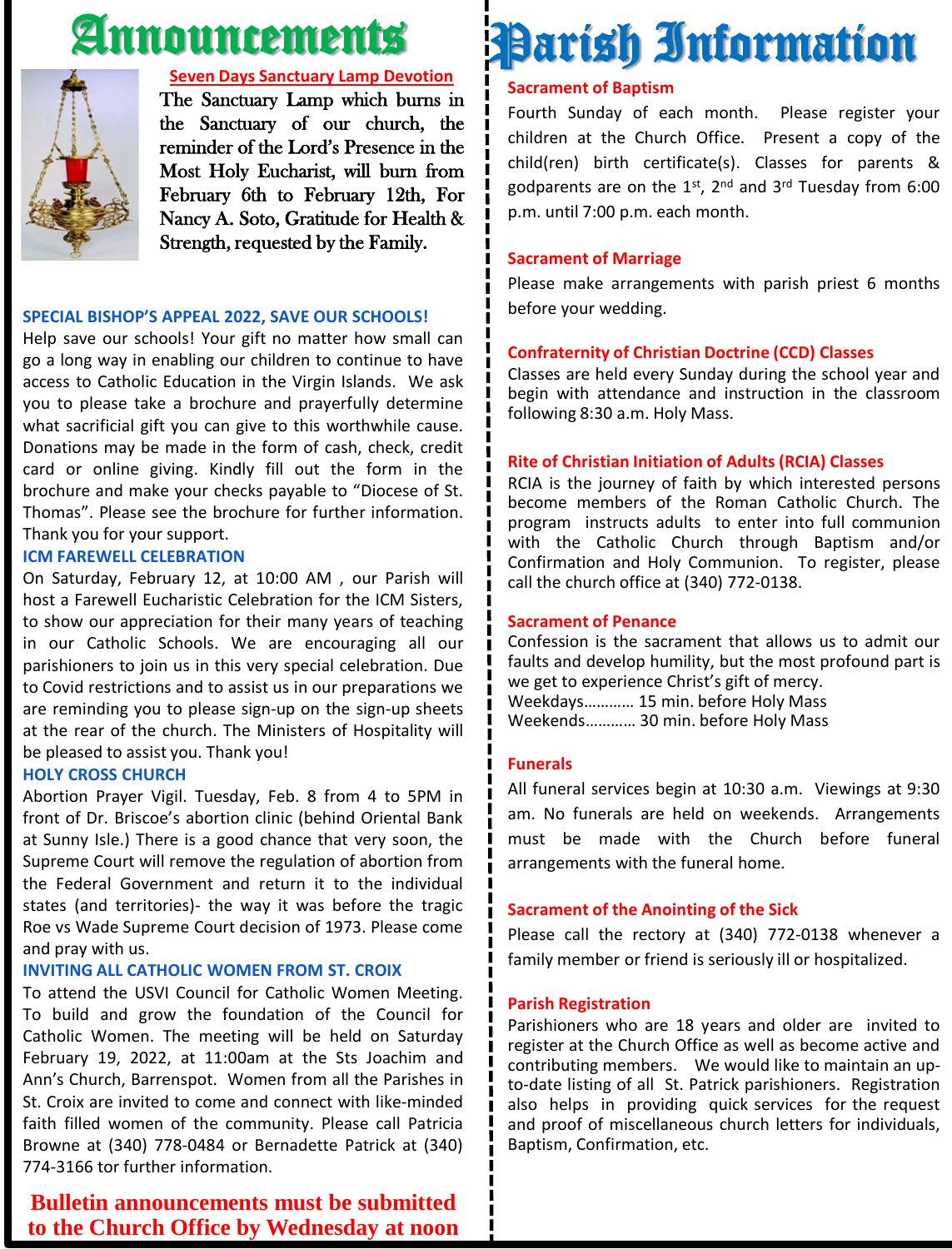# Announcements

**Seven Days Sanctuary Lamp Devotion**

The Sanctuary Lamp which burns in the Sanctuary of our church, the reminder of the Lord's Presence in the Most Holy Eucharist, will burn from February 6th to February 12th, For Nancy A. Soto, Gratitude for Health & Strength, requested by the Family.

### SPECIAL BISHOP'S APPEAL 2022, SAVE OUR SCHOOLS!

Help save our schools! Your gift no matter how small can go a long way in enabling our children to continue to have access to Catholic Education in the Virgin Islands. We ask you to please take a brochure and prayerfully determine what sacrificial gift you can give to this worthwhile cause. Donations may be made in the form of cash, check, credit card or online giving. Kindly fill out the form in the brochure and make your checks payable to "Diocese of St. Thomas". Please see the brochure for further information. Thank you for your support.

### ICM FAREWELL CELEBRATION

On Saturday, February 12, at 10:00 AM , our Parish will host a Farewell Eucharistic Celebration for the ICM Sisters, to show our appreciation for their many years of teaching in our Catholic Schools. We are encouraging all our parishioners to join us in this very special celebration. Due to Covid restrictions and to assist us in our preparations we are reminding you to please sign-up on the sign-up sheets at the rear of the church. The Ministers of Hospitality will be pleased to assist you. Thank you!

### HOLY CROSS CHURCH

Abortion Prayer Vigil. Tuesday, Feb. 8 from 4 to 5PM in front of Dr. Briscoe's abortion clinic (behind Oriental Bank at Sunny Isle.) There is a good chance that very soon, the Supreme Court will remove the regulation of abortion from the Federal Government and return it to the individual states (and territories)- the way it was before the tragic Roe vs Wade Supreme Court decision of 1973. Please come and pray with us.

### INVITING ALL CATHOLIC WOMEN FROM ST. CROIX

To attend the USVI Council for Catholic Women Meeting. To build and grow the foundation of the Council for Catholic Women. The meeting will be held on Saturday February 19, 2022, at 11:00am at the Sts Joachim and Ann's Church, Barrenspot. Women from all the Parishes in St. Croix are invited to come and connect with like-minded faith filled women of the community. Please call Patricia Browne at (340) 778-0484 or Bernadette Patrick at (340) 774-3166 tor further information.

**Bulletin announcements must be submitted to the Church Office by Wednesday at noon**

# Parish Information

### Sacrament of Baptism

Fourth Sunday of each month. Please register your children at the Church Office. Present a copy of the child(ren) birth certificate(s). Classes for parents & godparents are on the 1st, 2nd and 3rd Tuesday from 6:00 p.m. until 7:00 p.m. each month.

### Sacrament of Marriage

Please make arrangements with parish priest 6 months before your wedding.

### Confraternity of Christian Doctrine (CCD) Classes

Classes are held every Sunday during the school year and begin with attendance and instruction in the classroom following 8:30 a.m. Holy Mass.

### Rite of Christian Initiation of Adults (RCIA) Classes

RCIA is the journey of faith by which interested persons become members of the Roman Catholic Church. The program instructs adults to enter into full communion with the Catholic Church through Baptism and/or Confirmation and Holy Communion. To register, please call the church office at (340) 772-0138.

### Sacrament of Penance

Confession is the sacrament that allows us to admit our faults and develop humility, but the most profound part is we get to experience Christ's gift of mercy.
Weekdays………… 15 min. before Holy Mass
Weekends………… 30 min. before Holy Mass

### Funerals

All funeral services begin at 10:30 a.m. Viewings at 9:30 am. No funerals are held on weekends. Arrangements must be made with the Church before funeral arrangements with the funeral home.

### Sacrament of the Anointing of the Sick

Please call the rectory at (340) 772-0138 whenever a family member or friend is seriously ill or hospitalized.

### Parish Registration

Parishioners who are 18 years and older are invited to register at the Church Office as well as become active and contributing members. We would like to maintain an up-to-date listing of all St. Patrick parishioners. Registration also helps in providing quick services for the request and proof of miscellaneous church letters for individuals, Baptism, Confirmation, etc.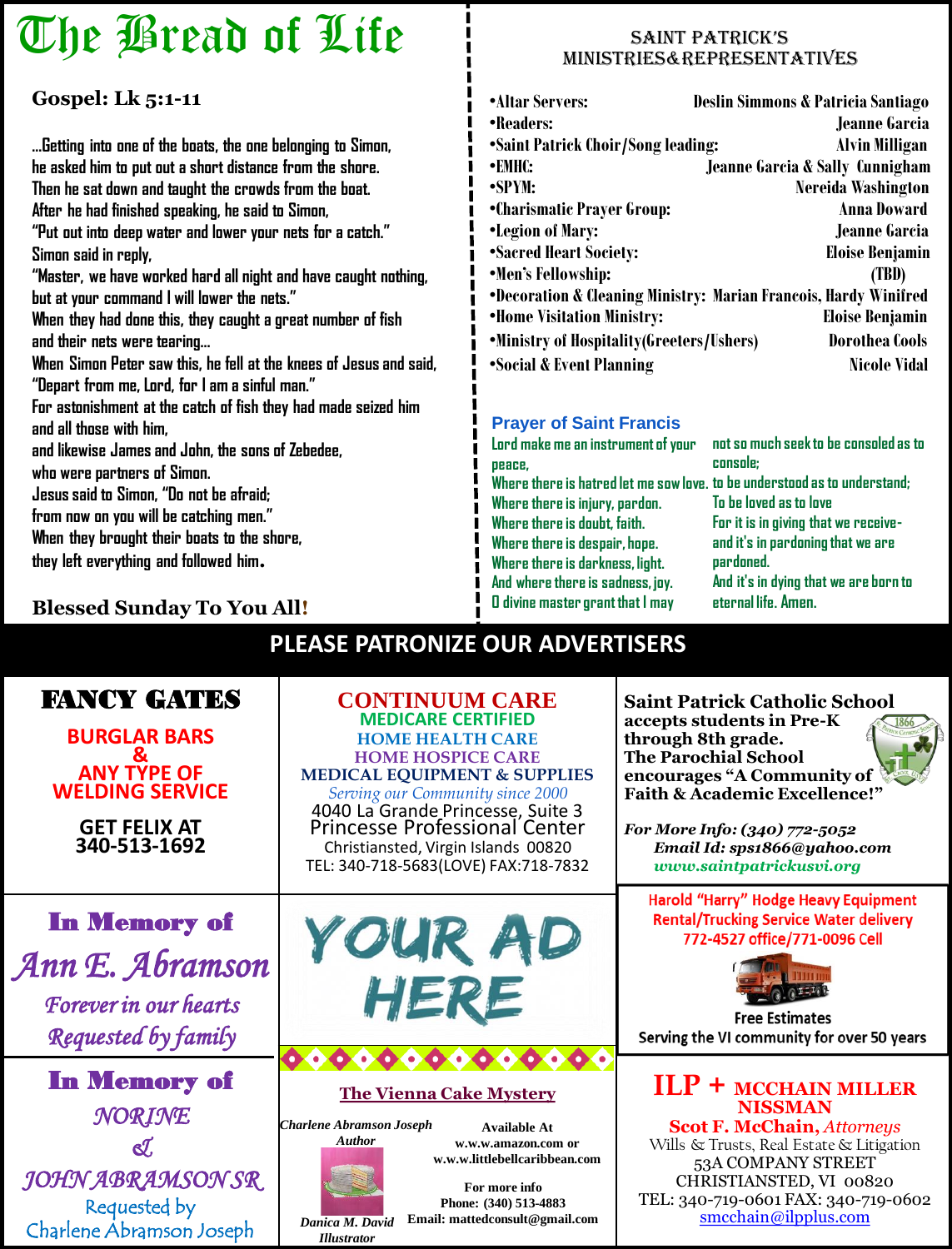# The Bread of Life

**Gospel: Lk 5:1-11**

...Getting into one of the boats, the one belonging to Simon,
he asked him to put out a short distance from the shore.
Then he sat down and taught the crowds from the boat.
After he had finished speaking, he said to Simon,
"Put out into deep water and lower your nets for a catch."
Simon said in reply,
"Master, we have worked hard all night and have caught nothing,
but at your command I will lower the nets."
When they had done this, they caught a great number of fish
and their nets were tearing...
When Simon Peter saw this, he fell at the knees of Jesus and said,
"Depart from me, Lord, for I am a sinful man."
For astonishment at the catch of fish they had made seized him
and all those with him,
and likewise James and John, the sons of Zebedee,
who were partners of Simon.
Jesus said to Simon, "Do not be afraid;
from now on you will be catching men."
When they brought their boats to the shore,
they left everything and followed him.

**Blessed Sunday To You All!**

## SAINT PATRICK'S MINISTRIES&REPRESENTATIVES

- Altar Servers: Deslin Simmons & Patricia Santiago
- Readers: Jeanne Garcia
- Saint Patrick Choir/Song leading: Alvin Milligan
- EMHC: Jeanne Garcia & Sally Cunnigham
- SPYM: Nereida Washington
- Charismatic Prayer Group: Anna Doward
- Legion of Mary: Jeanne Garcia
- Sacred Heart Society: Eloise Benjamin
- Men's Fellowship: (TBD)
- Decoration & Cleaning Ministry: Marian Francois, Hardy Winifred
- Home Visitation Ministry: Eloise Benjamin
- Ministry of Hospitality(Greeters/Ushers) Dorothea Cools
- Social & Event Planning Nicole Vidal

### Prayer of Saint Francis

Lord make me an instrument of your peace,
Where there is hatred let me sow love.
Where there is injury, pardon.
Where there is doubt, faith.
Where there is despair, hope.
Where there is darkness, light.
And where there is sadness, joy.
O divine master grant that I may
not so much seek to be consoled as to console;
to be understood as to understand;
To be loved as to love
For it is in giving that we receive-
and it's in pardoning that we are pardoned.
And it's in dying that we are born to eternal life. Amen.

## PLEASE PATRONIZE OUR ADVERTISERS

**FANCY GATES**
BURGLAR BARS
&
ANY TYPE OF WELDING SERVICE
GET FELIX AT
340-513-1692

**CONTINUUM CARE**
MEDICARE CERTIFIED
HOME HEALTH CARE
HOME HOSPICE CARE
MEDICAL EQUIPMENT & SUPPLIES
*Serving our Community since 2000*
4040 La Grande Princesse, Suite 3
Princesse Professional Center
Christiansted, Virgin Islands 00820
TEL: 340-718-5683(LOVE) FAX:718-7832

**Saint Patrick Catholic School**
accepts students in Pre-K through 8th grade.
The Parochial School encourages "A Community of Faith & Academic Excellence!"
*For More Info: (340) 772-5052*
*Email Id: sps1866@yahoo.com*
*www.saintpatrickusvi.org*

**In Memory of**
*Ann E. Abramson*
*Forever in our hearts*
*Requested by family*

YOUR AD HERE

Harold "Harry" Hodge Heavy Equipment Rental/Trucking Service Water delivery
772-4527 office/771-0096 Cell
Free Estimates
Serving the VI community for over 50 years

**In Memory of**
*NORINE*
*&*
*JOHN ABRAMSON SR*
Requested by
Charlene Abramson Joseph

**The Vienna Cake Mystery**
*Charlene Abramson Joseph*
*Author*
*Danica M. David*
*Illustrator*
Available At
w.w.w.amazon.com or
w.w.w.littlebellcaribbean.com
For more info
Phone: (340) 513-4883
Email: mattedconsult@gmail.com

**ILP + MCCHAIN MILLER NISSMAN**
**Scot F. McChain,** *Attorneys*
Wills & Trusts, Real Estate & Litigation
53A COMPANY STREET
CHRISTIANSTED, VI 00820
TEL: 340-719-0601 FAX: 340-719-0602
smcchain@ilpplus.com